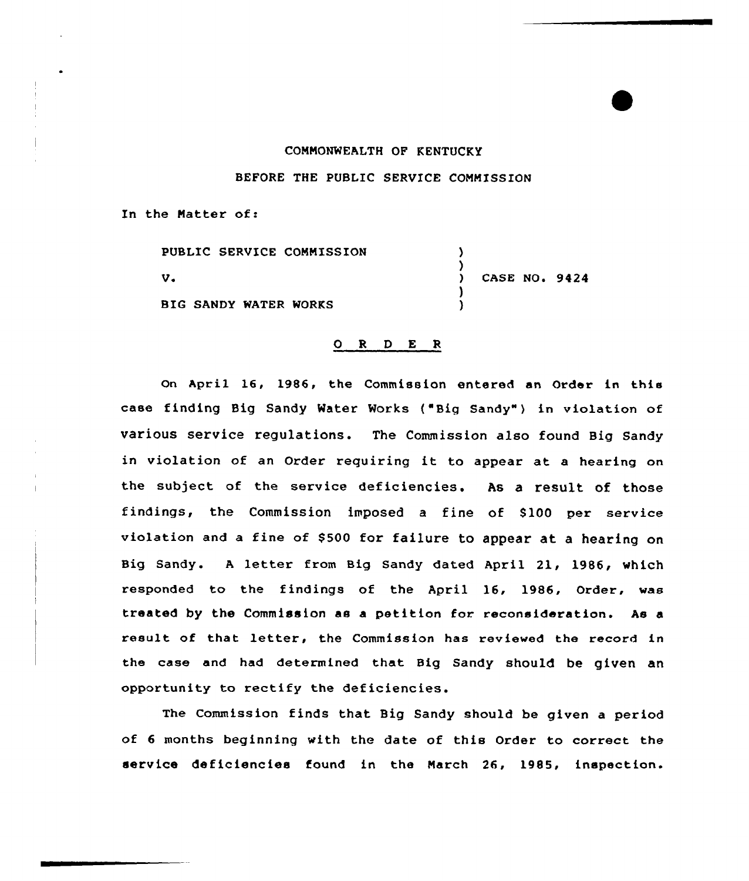COMMONWEALTH OF KENTUCKY

BEFORE THE PUBLIC SERVICE COMMISSION

In the Matter of:

| | | |
|---|---|---|
| PUBLIC SERVICE COMMISSION | ) | |
| V. | ) | CASE NO. 9424 |
| BIG SANDY WATER WORKS | ) | |

## O R D E R

On April 16, 1986, the Commission entered an Order in this case finding Big Sandy Water Works ("Big Sandy") in violation of various service regulations. The Commission also found Big Sandy in violation of an Order requiring it to appear at a hearing on the subject of the service deficiencies. As a result of those findings, the Commission imposed a fine of $100 per service violation and a fine of $500 for failure to appear at a hearing on Big Sandy. A letter from Big Sandy dated April 21, 1986, which responded to the findings of the April 16, 1986, Order, was treated by the Commission as a petition for reconsideration. As a result of that letter, the Commission has reviewed the record in the case and had determined that Big Sandy should be given an opportunity to rectify the deficiencies.

The Commission finds that Big Sandy should be given a period of 6 months beginning with the date of this Order to correct the service deficiencies found in the March 26, 1985, inspection.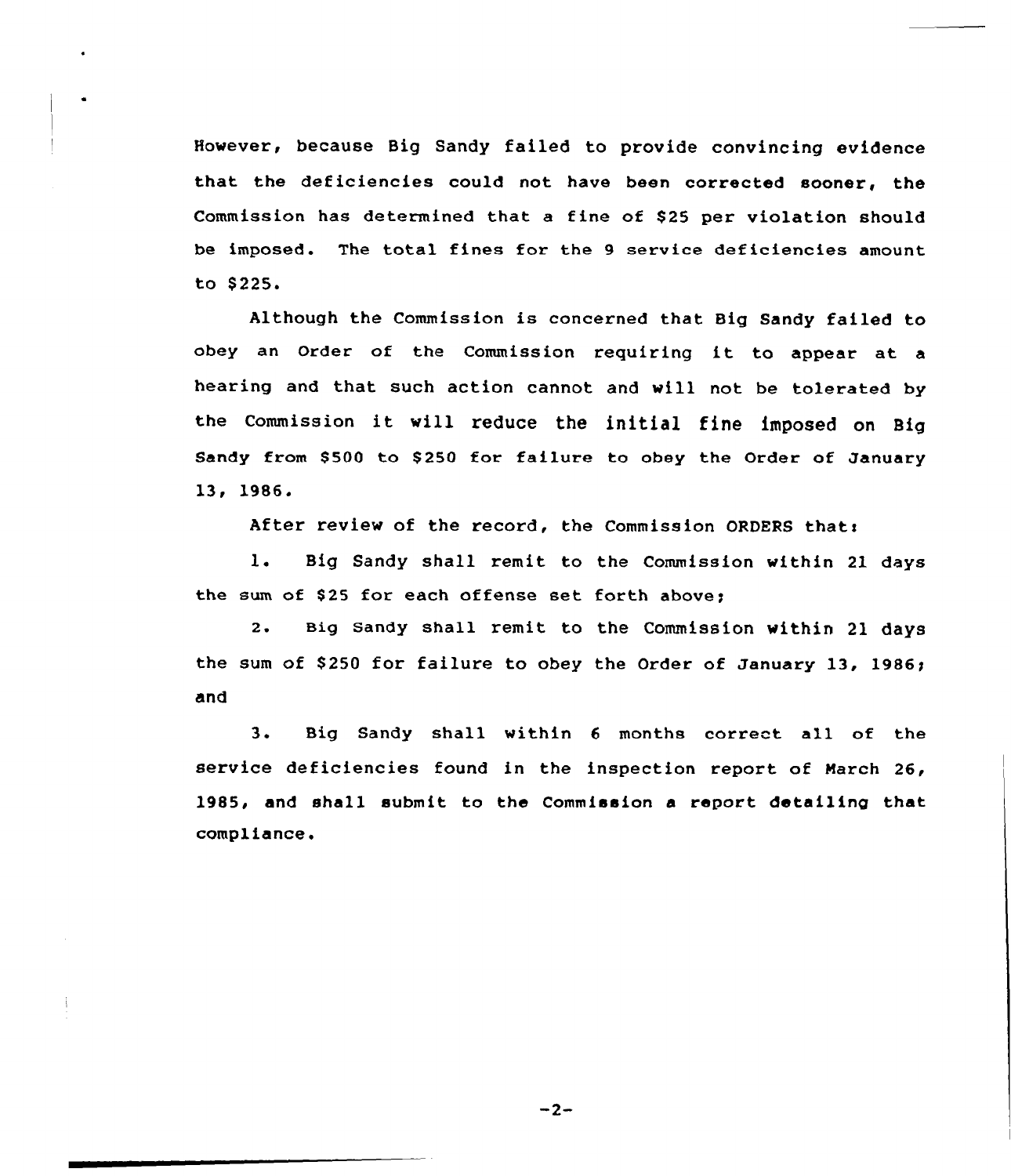However, because Big Sandy failed to provide convincing evidence that the deficiencies could not have been corrected sooner, the Commission has determined that a fine of $25 per violation should be imposed. The total fines for the 9 service deficiencies amount to $225.

Although the Commission is concerned that Big Sandy failed to obey an Order of the Commission requiring it to appear at a hearing and that such action cannot and will not be tolerated by the Commission it will reduce the initial fine imposed on Big Sandy from $500 to $250 for failure to obey the Order of January 13, 1986.

After review of the record, the Commission ORDERS that:

1. Big Sandy shall remit to the Commission within 21 days the sum of $25 for each offense set forth above;

2. Big Sandy shall remit to the Commission within 21 days the sum of $250 for failure to obey the Order of January 13, 1986; and

3. Big Sandy shall within 6 months correct all of the service deficiencies found in the inspection report of March 26, 1985, and shall submit to the Commission a report detailing that compliance.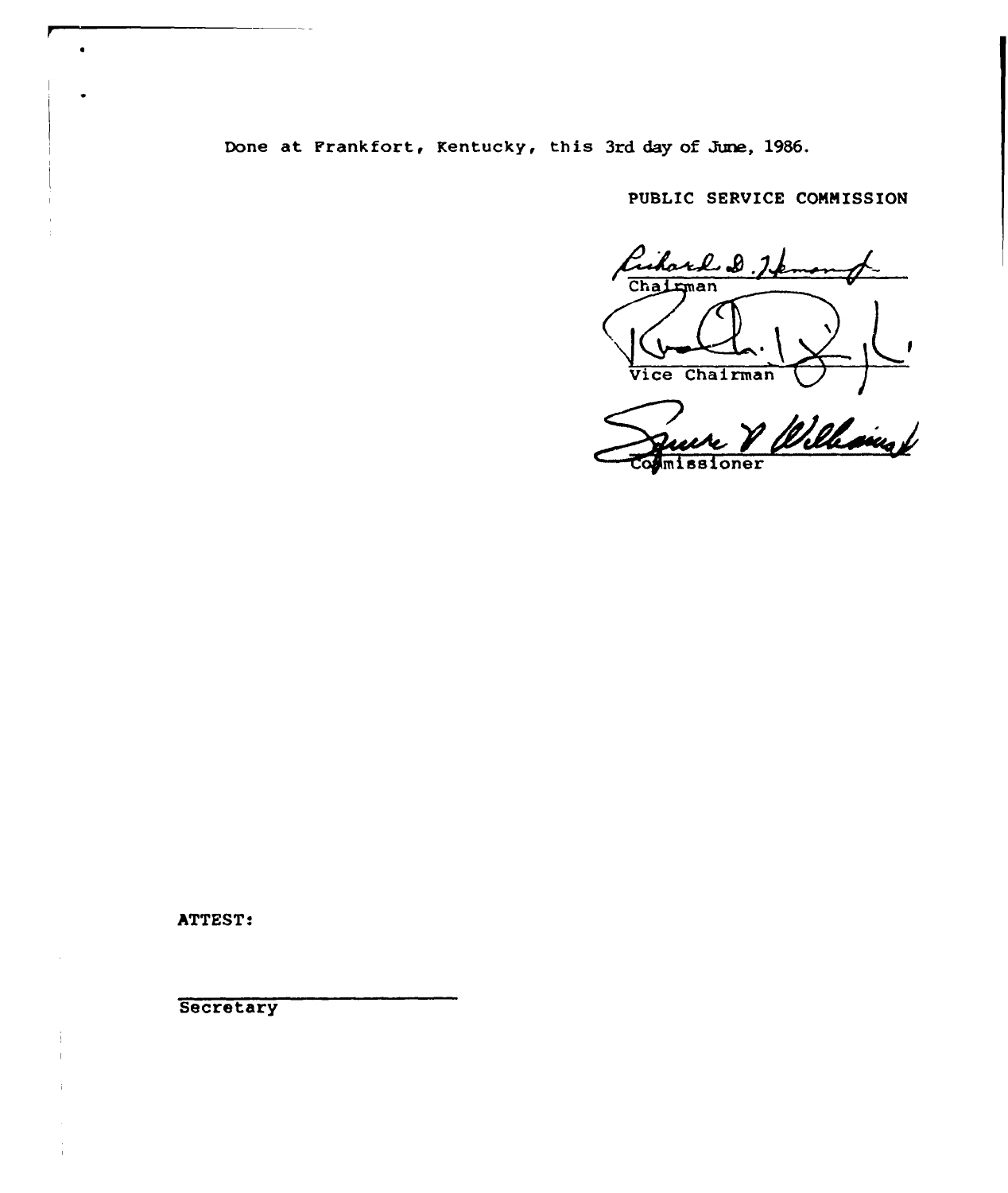Done at Frankfort, Kentucky, this 3rd day of June, 1986.

PUBLIC SERVICE COMMISSION

Chairman

Vice Chairman

Commissioner

ATTEST:

Secretary